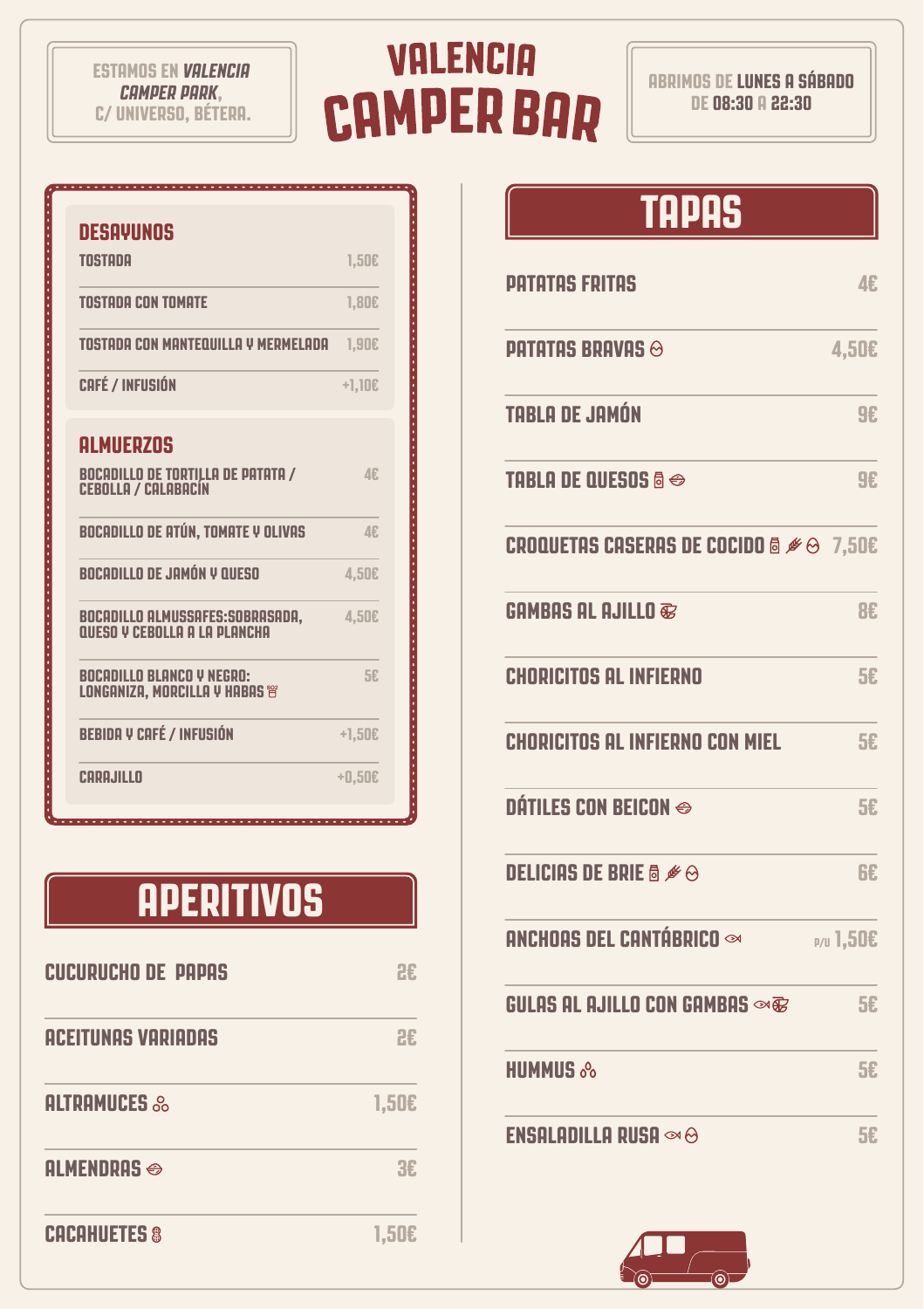ESTAMOS EN **VALENCIA CAMPER PARK**, C/ UNIVERSO, BÉTERA.

# VALENCIA CAMPER BAR

ABRIMOS DE **LUNES A SÁBADO** DE **08:30** A **22:30**

## DESAYUNOS

| | |
|---|---|
| TOSTADA | 1,50€ |
| TOSTADA CON TOMATE | 1,80€ |
| TOSTADA CON MANTEQUILLA Y MERMELADA | 1,90€ |
| CAFÉ / INFUSIÓN | +1,10€ |

## ALMUERZOS

| | |
|---|---|
| BOCADILLO DE TORTILLA DE PATATA / CEBOLLA / CALABACÍN | 4€ |
| BOCADILLO DE ATÚN, TOMATE Y OLIVAS | 4€ |
| BOCADILLO DE JAMÓN Y QUESO | 4,50€ |
| BOCADILLO ALMUSSAFES:SOBRASADA, QUESO Y CEBOLLA A LA PLANCHA | 4,50€ |
| BOCADILLO BLANCO Y NEGRO: LONGANIZA, MORCILLA Y HABAS | 5€ |
| BEBIDA Y CAFÉ / INFUSIÓN | +1,50€ |
| CARAJILLO | +0,50€ |

## APERITIVOS

| | |
|---|---|
| CUCURUCHO DE PAPAS | 2€ |
| ACEITUNAS VARIADAS | 2€ |
| ALTRAMUCES | 1,50€ |
| ALMENDRAS | 3€ |
| CACAHUETES | 1,50€ |

## TAPAS

| | |
|---|---|
| PATATAS FRITAS | 4€ |
| PATATAS BRAVAS | 4,50€ |
| TABLA DE JAMÓN | 9€ |
| TABLA DE QUESOS | 9€ |
| CROQUETAS CASERAS DE COCIDO | 7,50€ |
| GAMBAS AL AJILLO | 8€ |
| CHORICITOS AL INFIERNO | 5€ |
| CHORICITOS AL INFIERNO CON MIEL | 5€ |
| DÁTILES CON BEICON | 5€ |
| DELICIAS DE BRIE | 6€ |
| ANCHOAS DEL CANTÁBRICO | P/U 1,50€ |
| GULAS AL AJILLO CON GAMBAS | 5€ |
| HUMMUS | 5€ |
| ENSALADILLA RUSA | 5€ |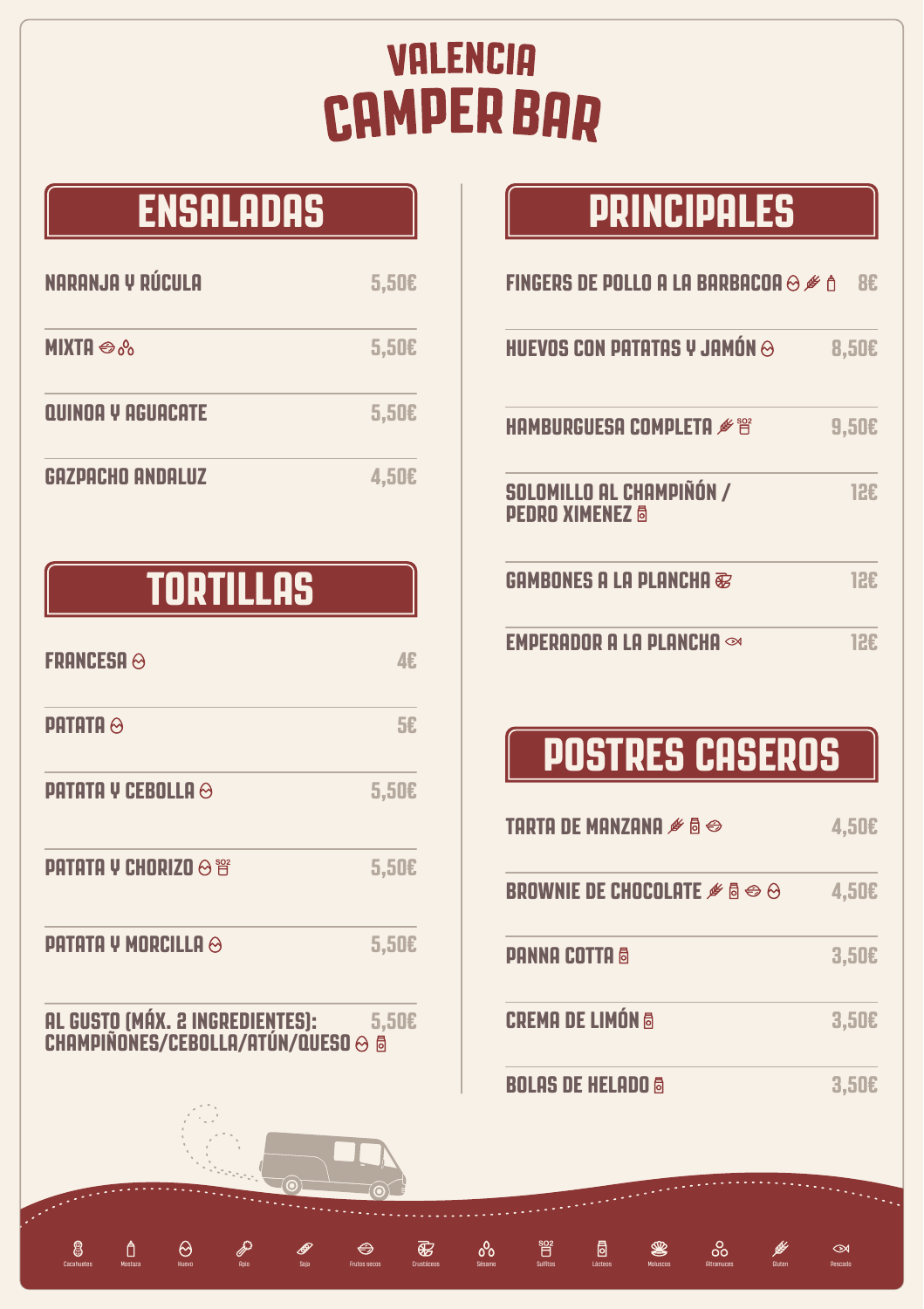# VALENCIA CAMPER BAR

## ENSALADAS

| Plato | Precio |
|---|---|
| NARANJA Y RÚCULA | 5,50€ |
| MIXTA | 5,50€ |
| QUINOA Y AGUACATE | 5,50€ |
| GAZPACHO ANDALUZ | 4,50€ |

## TORTILLAS

| Plato | Precio |
|---|---|
| FRANCESA | 4€ |
| PATATA | 5€ |
| PATATA Y CEBOLLA | 5,50€ |
| PATATA Y CHORIZO | 5,50€ |
| PATATA Y MORCILLA | 5,50€ |
| AL GUSTO (MÁX. 2 INGREDIENTES): CHAMPIÑONES/CEBOLLA/ATÚN/QUESO | 5,50€ |

## PRINCIPALES

| Plato | Precio |
|---|---|
| FINGERS DE POLLO A LA BARBACOA | 8€ |
| HUEVOS CON PATATAS Y JAMÓN | 8,50€ |
| HAMBURGUESA COMPLETA | 9,50€ |
| SOLOMILLO AL CHAMPIÑÓN / PEDRO XIMENEZ | 12€ |
| GAMBONES A LA PLANCHA | 12€ |
| EMPERADOR A LA PLANCHA | 12€ |

## POSTRES CASEROS

| Plato | Precio |
|---|---|
| TARTA DE MANZANA | 4,50€ |
| BROWNIE DE CHOCOLATE | 4,50€ |
| PANNA COTTA | 3,50€ |
| CREMA DE LIMÓN | 3,50€ |
| BOLAS DE HELADO | 3,50€ |

Cacahuetes · Mostaza · Huevo · Apio · Soja · Frutos secos · Crustáceos · Sésamo · Sulfitos · Lácteos · Moluscos · Altramuces · Gluten · Pescado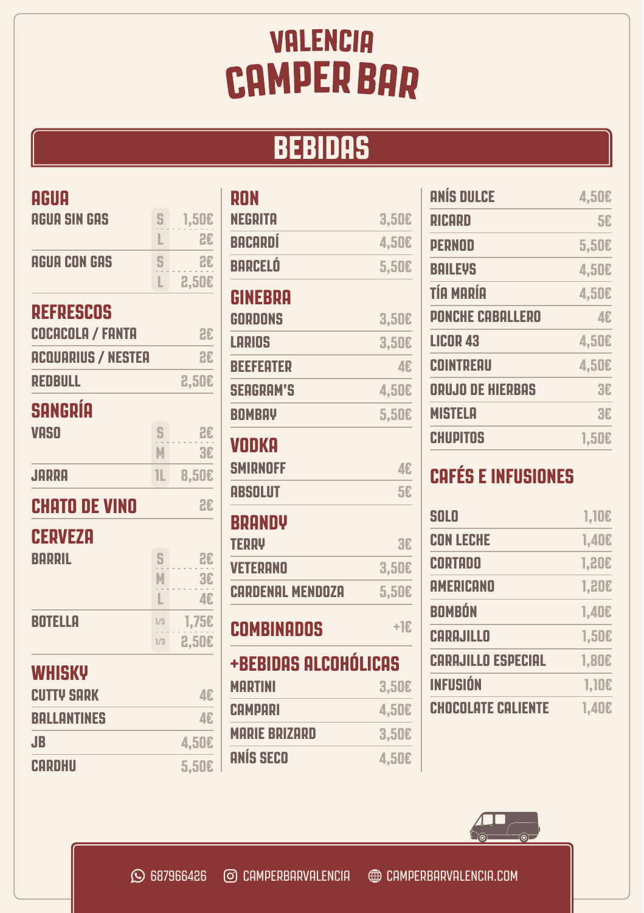# VALENCIA CAMPER BAR

## BEBIDAS

### AGUA

| | | |
|---|---|---|
| AGUA SIN GAS | S | 1,50€ |
| | L | 2€ |
| AGUA CON GAS | S | 2€ |
| | L | 2,50€ |

### REFRESCOS

| | |
|---|---|
| COCACOLA / FANTA | 2€ |
| ACQUARIUS / NESTEA | 2€ |
| REDBULL | 2,50€ |

### SANGRÍA

| | | |
|---|---|---|
| VASO | S | 2€ |
| | M | 3€ |
| JARRA | 1L | 8,50€ |

### CHATO DE VINO — 2€

### CERVEZA

| | | |
|---|---|---|
| BARRIL | S | 2€ |
| | M | 3€ |
| | L | 4€ |
| BOTELLA | 1/5 | 1,75€ |
| | 1/3 | 2,50€ |

### WHISKY

| | |
|---|---|
| CUTTY SARK | 4€ |
| BALLANTINES | 4€ |
| JB | 4,50€ |
| CARDHU | 5,50€ |

### RON

| | |
|---|---|
| NEGRITA | 3,50€ |
| BACARDÍ | 4,50€ |
| BARCELÓ | 5,50€ |

### GINEBRA

| | |
|---|---|
| GORDONS | 3,50€ |
| LARIOS | 3,50€ |
| BEEFEATER | 4€ |
| SEAGRAM'S | 4,50€ |
| BOMBAY | 5,50€ |

### VODKA

| | |
|---|---|
| SMIRNOFF | 4€ |
| ABSOLUT | 5€ |

### BRANDY

| | |
|---|---|
| TERRY | 3€ |
| VETERANO | 3,50€ |
| CARDENAL MENDOZA | 5,50€ |

### COMBINADOS — +1€

### +BEBIDAS ALCOHÓLICAS

| | |
|---|---|
| MARTINI | 3,50€ |
| CAMPARI | 4,50€ |
| MARIE BRIZARD | 3,50€ |
| ANÍS SECO | 4,50€ |
| ANÍS DULCE | 4,50€ |
| RICARD | 5€ |
| PERNOD | 5,50€ |
| BAILEYS | 4,50€ |
| TÍA MARÍA | 4,50€ |
| PONCHE CABALLERO | 4€ |
| LICOR 43 | 4,50€ |
| COINTREAU | 4,50€ |
| ORUJO DE HIERBAS | 3€ |
| MISTELA | 3€ |
| CHUPITOS | 1,50€ |

### CAFÉS E INFUSIONES

| | |
|---|---|
| SOLO | 1,10€ |
| CON LECHE | 1,40€ |
| CORTADO | 1,20€ |
| AMERICANO | 1,20€ |
| BOMBÓN | 1,40€ |
| CARAJILLO | 1,50€ |
| CARAJILLO ESPECIAL | 1,80€ |
| INFUSIÓN | 1,10€ |
| CHOCOLATE CALIENTE | 1,40€ |

687966426 · CAMPERBARVALENCIA · CAMPERBARVALENCIA.COM